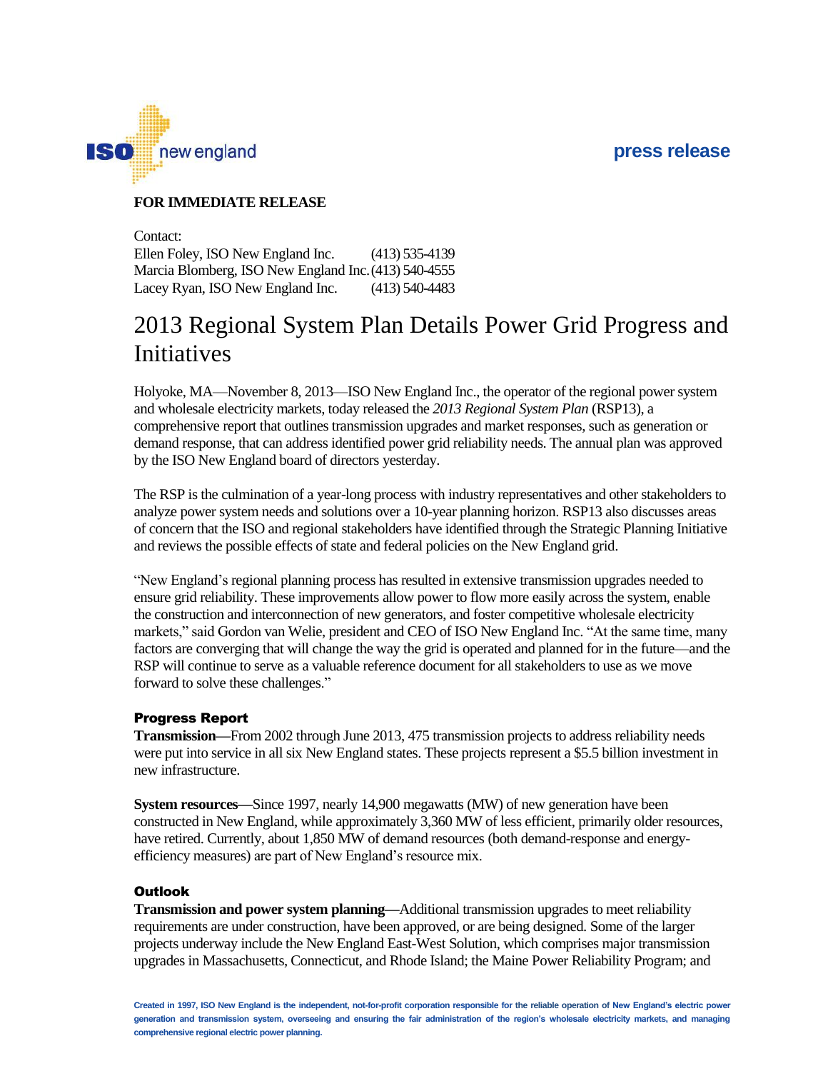ISO new england

press release

**FOR IMMEDIATE RELEASE**

Contact:
Ellen Foley, ISO New England Inc. (413) 535-4139
Marcia Blomberg, ISO New England Inc. (413) 540-4555
Lacey Ryan, ISO New England Inc. (413) 540-4483

# 2013 Regional System Plan Details Power Grid Progress and Initiatives

Holyoke, MA—November 8, 2013—ISO New England Inc., the operator of the regional power system and wholesale electricity markets, today released the *2013 Regional System Plan* (RSP13), a comprehensive report that outlines transmission upgrades and market responses, such as generation or demand response, that can address identified power grid reliability needs. The annual plan was approved by the ISO New England board of directors yesterday.

The RSP is the culmination of a year-long process with industry representatives and other stakeholders to analyze power system needs and solutions over a 10-year planning horizon. RSP13 also discusses areas of concern that the ISO and regional stakeholders have identified through the Strategic Planning Initiative and reviews the possible effects of state and federal policies on the New England grid.

"New England's regional planning process has resulted in extensive transmission upgrades needed to ensure grid reliability. These improvements allow power to flow more easily across the system, enable the construction and interconnection of new generators, and foster competitive wholesale electricity markets," said Gordon van Welie, president and CEO of ISO New England Inc. "At the same time, many factors are converging that will change the way the grid is operated and planned for in the future—and the RSP will continue to serve as a valuable reference document for all stakeholders to use as we move forward to solve these challenges."

## Progress Report

**Transmission**—From 2002 through June 2013, 475 transmission projects to address reliability needs were put into service in all six New England states. These projects represent a $5.5 billion investment in new infrastructure.

**System resources**—Since 1997, nearly 14,900 megawatts (MW) of new generation have been constructed in New England, while approximately 3,360 MW of less efficient, primarily older resources, have retired. Currently, about 1,850 MW of demand resources (both demand-response and energy-efficiency measures) are part of New England's resource mix.

## Outlook

**Transmission and power system planning**—Additional transmission upgrades to meet reliability requirements are under construction, have been approved, or are being designed. Some of the larger projects underway include the New England East-West Solution, which comprises major transmission upgrades in Massachusetts, Connecticut, and Rhode Island; the Maine Power Reliability Program; and

Created in 1997, ISO New England is the independent, not-for-profit corporation responsible for the reliable operation of New England's electric power generation and transmission system, overseeing and ensuring the fair administration of the region's wholesale electricity markets, and managing comprehensive regional electric power planning.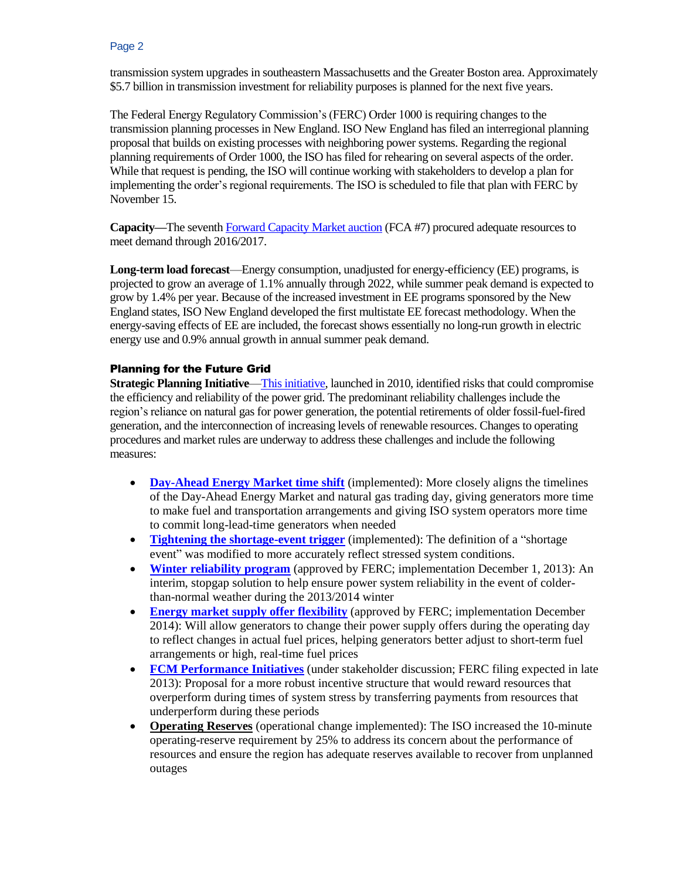transmission system upgrades in southeastern Massachusetts and the Greater Boston area. Approximately $5.7 billion in transmission investment for reliability purposes is planned for the next five years.

The Federal Energy Regulatory Commission's (FERC) Order 1000 is requiring changes to the transmission planning processes in New England. ISO New England has filed an interregional planning proposal that builds on existing processes with neighboring power systems. Regarding the regional planning requirements of Order 1000, the ISO has filed for rehearing on several aspects of the order. While that request is pending, the ISO will continue working with stakeholders to develop a plan for implementing the order's regional requirements. The ISO is scheduled to file that plan with FERC by November 15.

**Capacity—**The seventh Forward Capacity Market auction (FCA #7) procured adequate resources to meet demand through 2016/2017.

**Long-term load forecast**—Energy consumption, unadjusted for energy-efficiency (EE) programs, is projected to grow an average of 1.1% annually through 2022, while summer peak demand is expected to grow by 1.4% per year. Because of the increased investment in EE programs sponsored by the New England states, ISO New England developed the first multistate EE forecast methodology. When the energy-saving effects of EE are included, the forecast shows essentially no long-run growth in electric energy use and 0.9% annual growth in annual summer peak demand.

### Planning for the Future Grid

**Strategic Planning Initiative**—This initiative, launched in 2010, identified risks that could compromise the efficiency and reliability of the power grid. The predominant reliability challenges include the region's reliance on natural gas for power generation, the potential retirements of older fossil-fuel-fired generation, and the interconnection of increasing levels of renewable resources. Changes to operating procedures and market rules are underway to address these challenges and include the following measures:

- **Day-Ahead Energy Market time shift** (implemented): More closely aligns the timelines of the Day-Ahead Energy Market and natural gas trading day, giving generators more time to make fuel and transportation arrangements and giving ISO system operators more time to commit long-lead-time generators when needed
- **Tightening the shortage-event trigger** (implemented): The definition of a "shortage event" was modified to more accurately reflect stressed system conditions.
- **Winter reliability program** (approved by FERC; implementation December 1, 2013): An interim, stopgap solution to help ensure power system reliability in the event of colder-than-normal weather during the 2013/2014 winter
- **Energy market supply offer flexibility** (approved by FERC; implementation December 2014): Will allow generators to change their power supply offers during the operating day to reflect changes in actual fuel prices, helping generators better adjust to short-term fuel arrangements or high, real-time fuel prices
- **FCM Performance Initiatives** (under stakeholder discussion; FERC filing expected in late 2013): Proposal for a more robust incentive structure that would reward resources that overperform during times of system stress by transferring payments from resources that underperform during these periods
- **Operating Reserves** (operational change implemented): The ISO increased the 10-minute operating-reserve requirement by 25% to address its concern about the performance of resources and ensure the region has adequate reserves available to recover from unplanned outages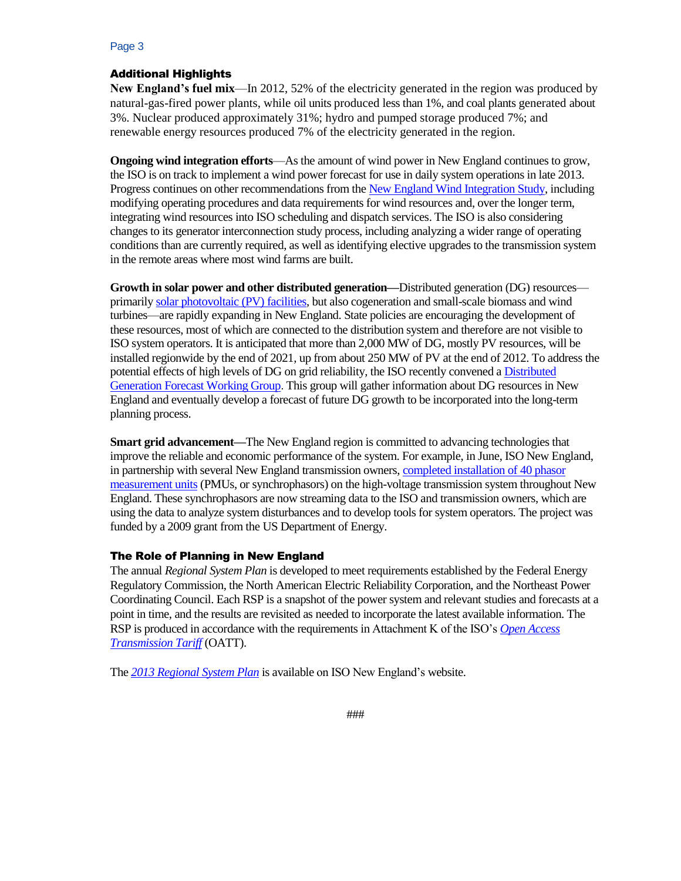## Additional Highlights

**New England's fuel mix**—In 2012, 52% of the electricity generated in the region was produced by natural-gas-fired power plants, while oil units produced less than 1%, and coal plants generated about 3%. Nuclear produced approximately 31%; hydro and pumped storage produced 7%; and renewable energy resources produced 7% of the electricity generated in the region.

**Ongoing wind integration efforts**—As the amount of wind power in New England continues to grow, the ISO is on track to implement a wind power forecast for use in daily system operations in late 2013. Progress continues on other recommendations from the New England Wind Integration Study, including modifying operating procedures and data requirements for wind resources and, over the longer term, integrating wind resources into ISO scheduling and dispatch services. The ISO is also considering changes to its generator interconnection study process, including analyzing a wider range of operating conditions than are currently required, as well as identifying elective upgrades to the transmission system in the remote areas where most wind farms are built.

**Growth in solar power and other distributed generation**—Distributed generation (DG) resources—primarily solar photovoltaic (PV) facilities, but also cogeneration and small-scale biomass and wind turbines—are rapidly expanding in New England. State policies are encouraging the development of these resources, most of which are connected to the distribution system and therefore are not visible to ISO system operators. It is anticipated that more than 2,000 MW of DG, mostly PV resources, will be installed regionwide by the end of 2021, up from about 250 MW of PV at the end of 2012. To address the potential effects of high levels of DG on grid reliability, the ISO recently convened a Distributed Generation Forecast Working Group. This group will gather information about DG resources in New England and eventually develop a forecast of future DG growth to be incorporated into the long-term planning process.

**Smart grid advancement**—The New England region is committed to advancing technologies that improve the reliable and economic performance of the system. For example, in June, ISO New England, in partnership with several New England transmission owners, completed installation of 40 phasor measurement units (PMUs, or synchrophasors) on the high-voltage transmission system throughout New England. These synchrophasors are now streaming data to the ISO and transmission owners, which are using the data to analyze system disturbances and to develop tools for system operators. The project was funded by a 2009 grant from the US Department of Energy.

## The Role of Planning in New England

The annual *Regional System Plan* is developed to meet requirements established by the Federal Energy Regulatory Commission, the North American Electric Reliability Corporation, and the Northeast Power Coordinating Council. Each RSP is a snapshot of the power system and relevant studies and forecasts at a point in time, and the results are revisited as needed to incorporate the latest available information. The RSP is produced in accordance with the requirements in Attachment K of the ISO's *Open Access Transmission Tariff* (OATT).

The *2013 Regional System Plan* is available on ISO New England's website.

###